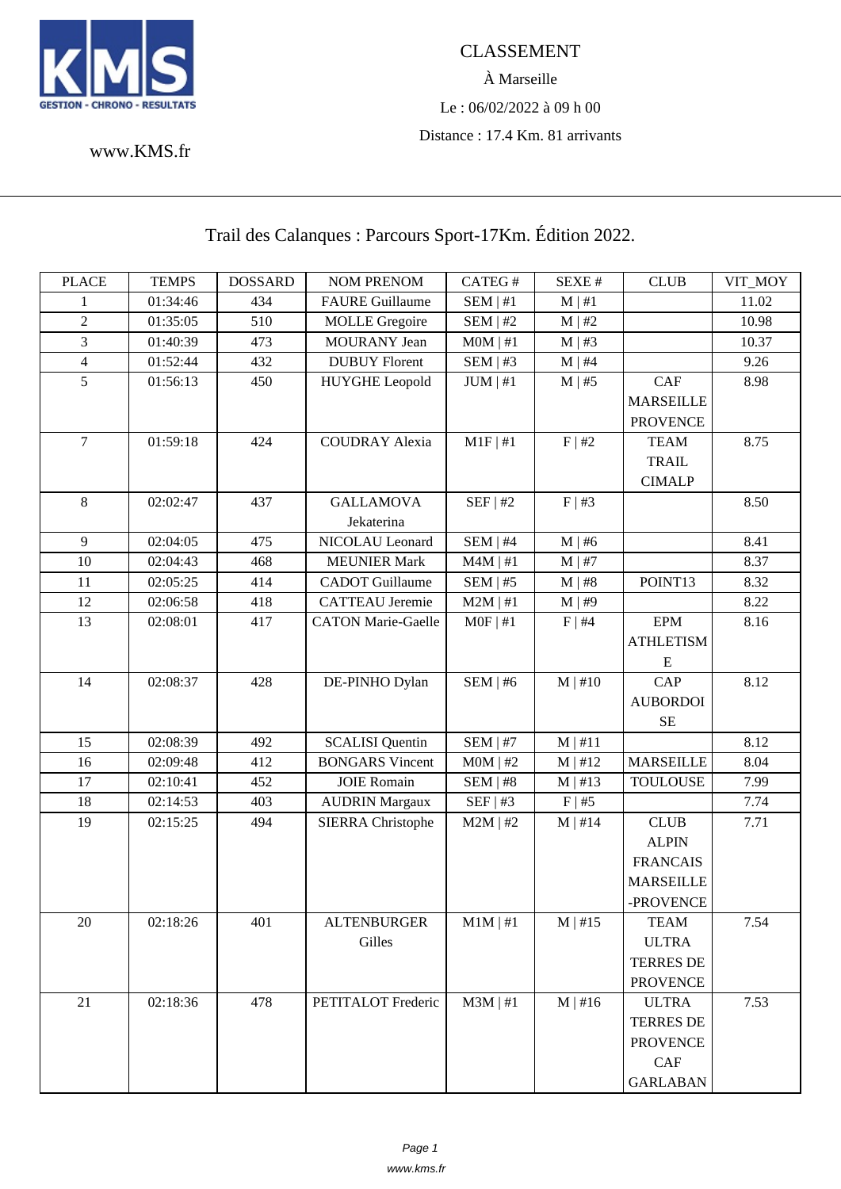KMS GESTION - CHRONO - RESULTATS

www.KMS.fr

CLASSEMENT

À Marseille

Le : 06/02/2022 à 09 h 00

Distance : 17.4 Km. 81 arrivants

## Trail des Calanques : Parcours Sport-17Km. Édition 2022.

| PLACE | TEMPS | DOSSARD | NOM PRENOM | CATEG # | SEXE # | CLUB | VIT_MOY |
|---|---|---|---|---|---|---|---|
| 1 | 01:34:46 | 434 | FAURE Guillaume | SEM \| #1 | M \| #1 | | 11.02 |
| 2 | 01:35:05 | 510 | MOLLE Gregoire | SEM \| #2 | M \| #2 | | 10.98 |
| 3 | 01:40:39 | 473 | MOURANY Jean | M0M \| #1 | M \| #3 | | 10.37 |
| 4 | 01:52:44 | 432 | DUBUY Florent | SEM \| #3 | M \| #4 | | 9.26 |
| 5 | 01:56:13 | 450 | HUYGHE Leopold | JUM \| #1 | M \| #5 | CAF MARSEILLE PROVENCE | 8.98 |
| 7 | 01:59:18 | 424 | COUDRAY Alexia | M1F \| #1 | F \| #2 | TEAM TRAIL CIMALP | 8.75 |
| 8 | 02:02:47 | 437 | GALLAMOVA Jekaterina | SEF \| #2 | F \| #3 | | 8.50 |
| 9 | 02:04:05 | 475 | NICOLAU Leonard | SEM \| #4 | M \| #6 | | 8.41 |
| 10 | 02:04:43 | 468 | MEUNIER Mark | M4M \| #1 | M \| #7 | | 8.37 |
| 11 | 02:05:25 | 414 | CADOT Guillaume | SEM \| #5 | M \| #8 | POINT13 | 8.32 |
| 12 | 02:06:58 | 418 | CATTEAU Jeremie | M2M \| #1 | M \| #9 | | 8.22 |
| 13 | 02:08:01 | 417 | CATON Marie-Gaelle | M0F \| #1 | F \| #4 | EPM ATHLETISME | 8.16 |
| 14 | 02:08:37 | 428 | DE-PINHO Dylan | SEM \| #6 | M \| #10 | CAP AUBORDOISE | 8.12 |
| 15 | 02:08:39 | 492 | SCALISI Quentin | SEM \| #7 | M \| #11 | | 8.12 |
| 16 | 02:09:48 | 412 | BONGARS Vincent | M0M \| #2 | M \| #12 | MARSEILLE | 8.04 |
| 17 | 02:10:41 | 452 | JOIE Romain | SEM \| #8 | M \| #13 | TOULOUSE | 7.99 |
| 18 | 02:14:53 | 403 | AUDRIN Margaux | SEF \| #3 | F \| #5 | | 7.74 |
| 19 | 02:15:25 | 494 | SIERRA Christophe | M2M \| #2 | M \| #14 | CLUB ALPIN FRANCAIS MARSEILLE-PROVENCE | 7.71 |
| 20 | 02:18:26 | 401 | ALTENBURGER Gilles | M1M \| #1 | M \| #15 | TEAM ULTRA TERRES DE PROVENCE | 7.54 |
| 21 | 02:18:36 | 478 | PETITALOT Frederic | M3M \| #1 | M \| #16 | ULTRA TERRES DE PROVENCE CAF GARLABAN | 7.53 |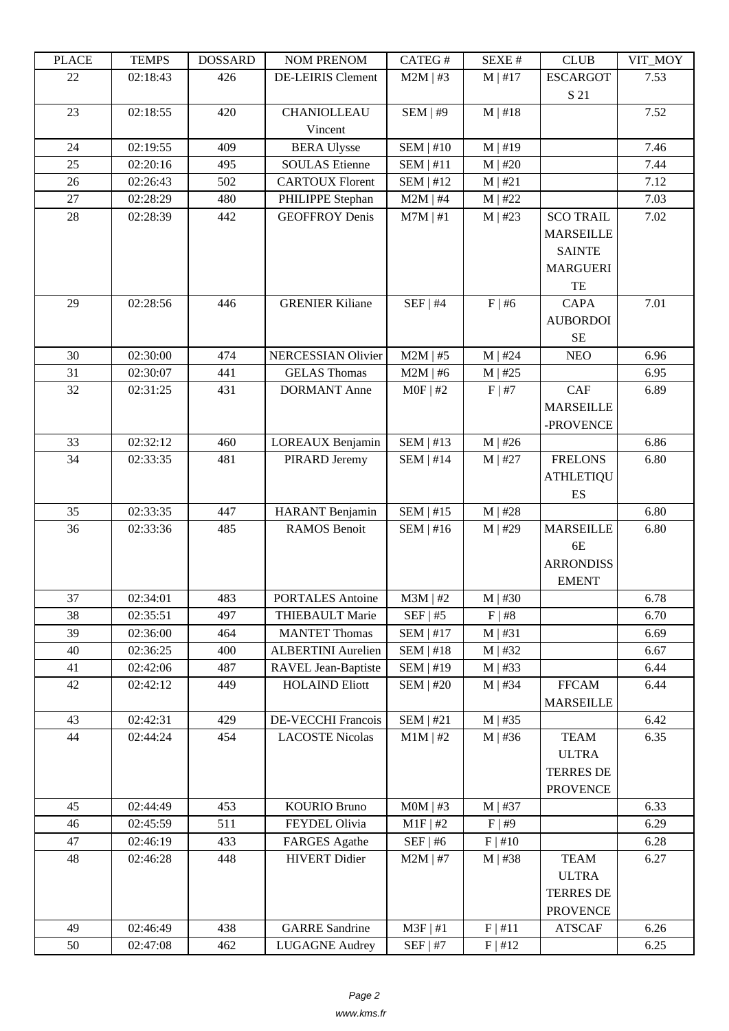| PLACE | TEMPS | DOSSARD | NOM PRENOM | CATEG # | SEXE # | CLUB | VIT_MOY |
|---|---|---|---|---|---|---|---|
| 22 | 02:18:43 | 426 | DE-LEIRIS Clement | M2M \| #3 | M \| #17 | ESCARGOTS 21 | 7.53 |
| 23 | 02:18:55 | 420 | CHANIOLLEAU Vincent | SEM \| #9 | M \| #18 | | 7.52 |
| 24 | 02:19:55 | 409 | BERA Ulysse | SEM \| #10 | M \| #19 | | 7.46 |
| 25 | 02:20:16 | 495 | SOULAS Etienne | SEM \| #11 | M \| #20 | | 7.44 |
| 26 | 02:26:43 | 502 | CARTOUX Florent | SEM \| #12 | M \| #21 | | 7.12 |
| 27 | 02:28:29 | 480 | PHILIPPE Stephan | M2M \| #4 | M \| #22 | | 7.03 |
| 28 | 02:28:39 | 442 | GEOFFROY Denis | M7M \| #1 | M \| #23 | SCO TRAIL MARSEILLE SAINTE MARGUERITE | 7.02 |
| 29 | 02:28:56 | 446 | GRENIER Kiliane | SEF \| #4 | F \| #6 | CAPA AUBORDOISE | 7.01 |
| 30 | 02:30:00 | 474 | NERCESSIAN Olivier | M2M \| #5 | M \| #24 | NEO | 6.96 |
| 31 | 02:30:07 | 441 | GELAS Thomas | M2M \| #6 | M \| #25 | | 6.95 |
| 32 | 02:31:25 | 431 | DORMANT Anne | M0F \| #2 | F \| #7 | CAF MARSEILLE-PROVENCE | 6.89 |
| 33 | 02:32:12 | 460 | LOREAUX Benjamin | SEM \| #13 | M \| #26 | | 6.86 |
| 34 | 02:33:35 | 481 | PIRARD Jeremy | SEM \| #14 | M \| #27 | FRELONS ATHLETIQUES | 6.80 |
| 35 | 02:33:35 | 447 | HARANT Benjamin | SEM \| #15 | M \| #28 | | 6.80 |
| 36 | 02:33:36 | 485 | RAMOS Benoit | SEM \| #16 | M \| #29 | MARSEILLE 6E ARRONDISSEMENT | 6.80 |
| 37 | 02:34:01 | 483 | PORTALES Antoine | M3M \| #2 | M \| #30 | | 6.78 |
| 38 | 02:35:51 | 497 | THIEBAULT Marie | SEF \| #5 | F \| #8 | | 6.70 |
| 39 | 02:36:00 | 464 | MANTET Thomas | SEM \| #17 | M \| #31 | | 6.69 |
| 40 | 02:36:25 | 400 | ALBERTINI Aurelien | SEM \| #18 | M \| #32 | | 6.67 |
| 41 | 02:42:06 | 487 | RAVEL Jean-Baptiste | SEM \| #19 | M \| #33 | | 6.44 |
| 42 | 02:42:12 | 449 | HOLAIND Eliott | SEM \| #20 | M \| #34 | FFCAM MARSEILLE | 6.44 |
| 43 | 02:42:31 | 429 | DE-VECCHI Francois | SEM \| #21 | M \| #35 | | 6.42 |
| 44 | 02:44:24 | 454 | LACOSTE Nicolas | M1M \| #2 | M \| #36 | TEAM ULTRA TERRES DE PROVENCE | 6.35 |
| 45 | 02:44:49 | 453 | KOURIO Bruno | M0M \| #3 | M \| #37 | | 6.33 |
| 46 | 02:45:59 | 511 | FEYDEL Olivia | M1F \| #2 | F \| #9 | | 6.29 |
| 47 | 02:46:19 | 433 | FARGES Agathe | SEF \| #6 | F \| #10 | | 6.28 |
| 48 | 02:46:28 | 448 | HIVERT Didier | M2M \| #7 | M \| #38 | TEAM ULTRA TERRES DE PROVENCE | 6.27 |
| 49 | 02:46:49 | 438 | GARRE Sandrine | M3F \| #1 | F \| #11 | ATSCAF | 6.26 |
| 50 | 02:47:08 | 462 | LUGAGNE Audrey | SEF \| #7 | F \| #12 | | 6.25 |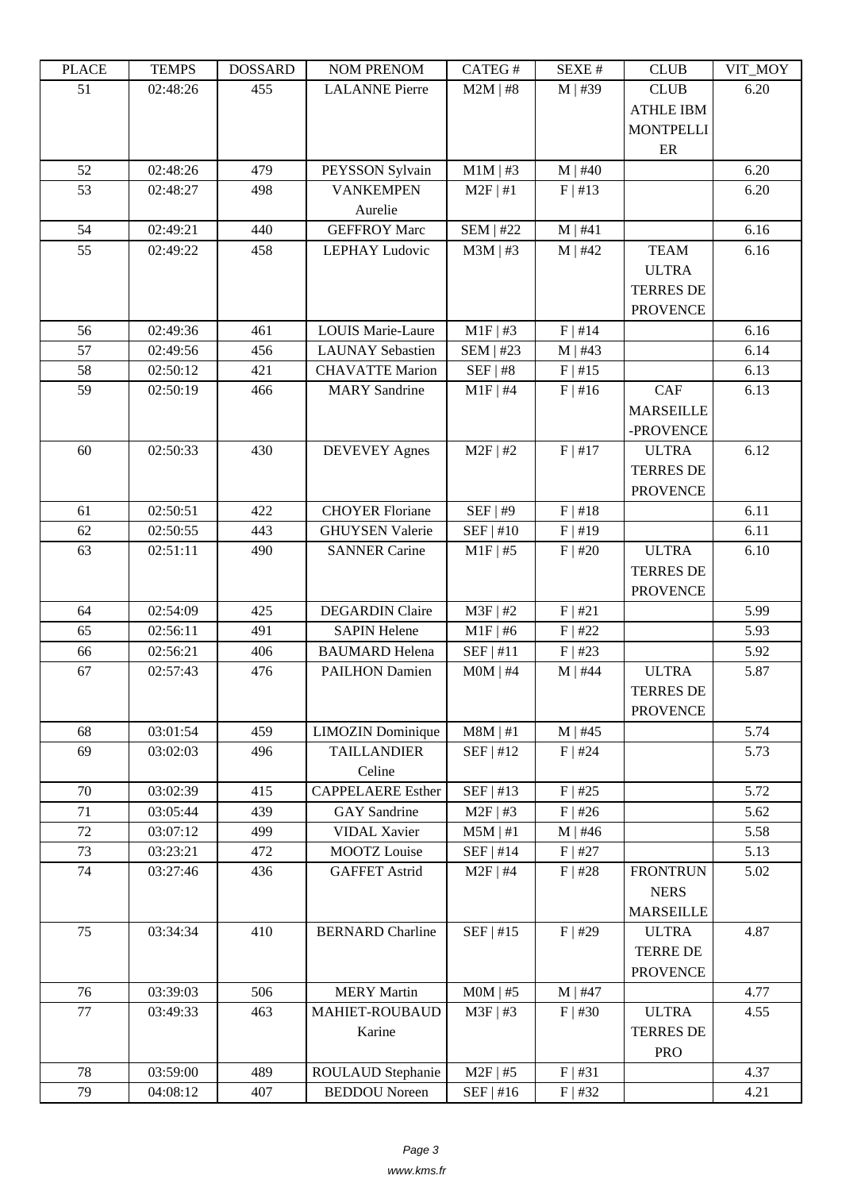| PLACE | TEMPS | DOSSARD | NOM PRENOM | CATEG # | SEXE # | CLUB | VIT_MOY |
|---|---|---|---|---|---|---|---|
| 51 | 02:48:26 | 455 | LALANNE Pierre | M2M \| #8 | M \| #39 | CLUB ATHLE IBM MONTPELLIER | 6.20 |
| 52 | 02:48:26 | 479 | PEYSSON Sylvain | M1M \| #3 | M \| #40 | | 6.20 |
| 53 | 02:48:27 | 498 | VANKEMPEN Aurelie | M2F \| #1 | F \| #13 | | 6.20 |
| 54 | 02:49:21 | 440 | GEFFROY Marc | SEM \| #22 | M \| #41 | | 6.16 |
| 55 | 02:49:22 | 458 | LEPHAY Ludovic | M3M \| #3 | M \| #42 | TEAM ULTRA TERRES DE PROVENCE | 6.16 |
| 56 | 02:49:36 | 461 | LOUIS Marie-Laure | M1F \| #3 | F \| #14 | | 6.16 |
| 57 | 02:49:56 | 456 | LAUNAY Sebastien | SEM \| #23 | M \| #43 | | 6.14 |
| 58 | 02:50:12 | 421 | CHAVATTE Marion | SEF \| #8 | F \| #15 | | 6.13 |
| 59 | 02:50:19 | 466 | MARY Sandrine | M1F \| #4 | F \| #16 | CAF MARSEILLE -PROVENCE | 6.13 |
| 60 | 02:50:33 | 430 | DEVEVEY Agnes | M2F \| #2 | F \| #17 | ULTRA TERRES DE PROVENCE | 6.12 |
| 61 | 02:50:51 | 422 | CHOYER Floriane | SEF \| #9 | F \| #18 | | 6.11 |
| 62 | 02:50:55 | 443 | GHUYSEN Valerie | SEF \| #10 | F \| #19 | | 6.11 |
| 63 | 02:51:11 | 490 | SANNER Carine | M1F \| #5 | F \| #20 | ULTRA TERRES DE PROVENCE | 6.10 |
| 64 | 02:54:09 | 425 | DEGARDIN Claire | M3F \| #2 | F \| #21 | | 5.99 |
| 65 | 02:56:11 | 491 | SAPIN Helene | M1F \| #6 | F \| #22 | | 5.93 |
| 66 | 02:56:21 | 406 | BAUMARD Helena | SEF \| #11 | F \| #23 | | 5.92 |
| 67 | 02:57:43 | 476 | PAILHON Damien | M0M \| #4 | M \| #44 | ULTRA TERRES DE PROVENCE | 5.87 |
| 68 | 03:01:54 | 459 | LIMOZIN Dominique | M8M \| #1 | M \| #45 | | 5.74 |
| 69 | 03:02:03 | 496 | TAILLANDIER Celine | SEF \| #12 | F \| #24 | | 5.73 |
| 70 | 03:02:39 | 415 | CAPPELAERE Esther | SEF \| #13 | F \| #25 | | 5.72 |
| 71 | 03:05:44 | 439 | GAY Sandrine | M2F \| #3 | F \| #26 | | 5.62 |
| 72 | 03:07:12 | 499 | VIDAL Xavier | M5M \| #1 | M \| #46 | | 5.58 |
| 73 | 03:23:21 | 472 | MOOTZ Louise | SEF \| #14 | F \| #27 | | 5.13 |
| 74 | 03:27:46 | 436 | GAFFET Astrid | M2F \| #4 | F \| #28 | FRONTRUNNERS MARSEILLE | 5.02 |
| 75 | 03:34:34 | 410 | BERNARD Charline | SEF \| #15 | F \| #29 | ULTRA TERRE DE PROVENCE | 4.87 |
| 76 | 03:39:03 | 506 | MERY Martin | M0M \| #5 | M \| #47 | | 4.77 |
| 77 | 03:49:33 | 463 | MAHIET-ROUBAUD Karine | M3F \| #3 | F \| #30 | ULTRA TERRES DE PRO | 4.55 |
| 78 | 03:59:00 | 489 | ROULAUD Stephanie | M2F \| #5 | F \| #31 | | 4.37 |
| 79 | 04:08:12 | 407 | BEDDOU Noreen | SEF \| #16 | F \| #32 | | 4.21 |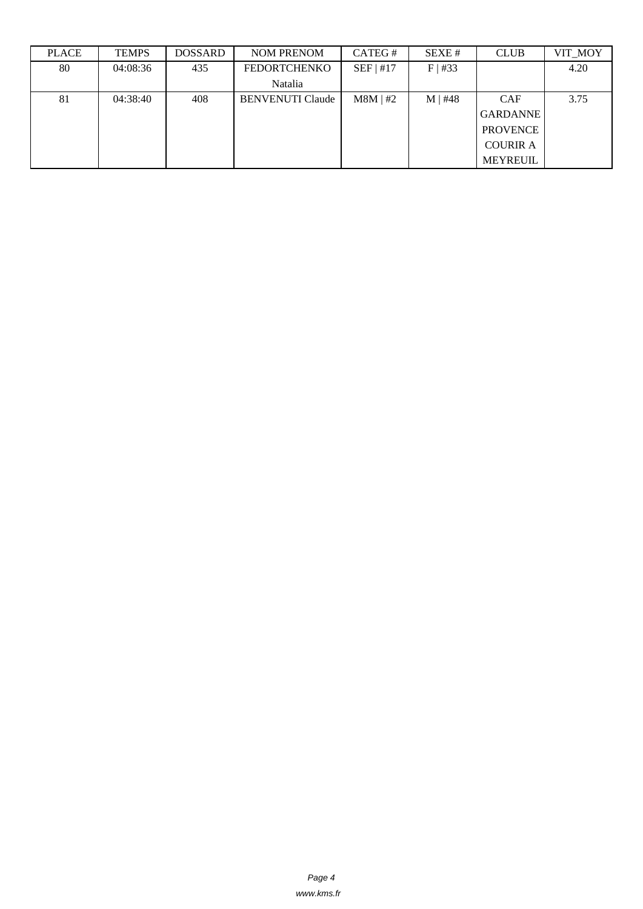| PLACE | TEMPS | DOSSARD | NOM PRENOM | CATEG # | SEXE # | CLUB | VIT_MOY |
|---|---|---|---|---|---|---|---|
| 80 | 04:08:36 | 435 | FEDORTCHENKO Natalia | SEF \| #17 | F \| #33 | | 4.20 |
| 81 | 04:38:40 | 408 | BENVENUTI Claude | M8M \| #2 | M \| #48 | CAF GARDANNE PROVENCE COURIR A MEYREUIL | 3.75 |

*www.kms.fr*